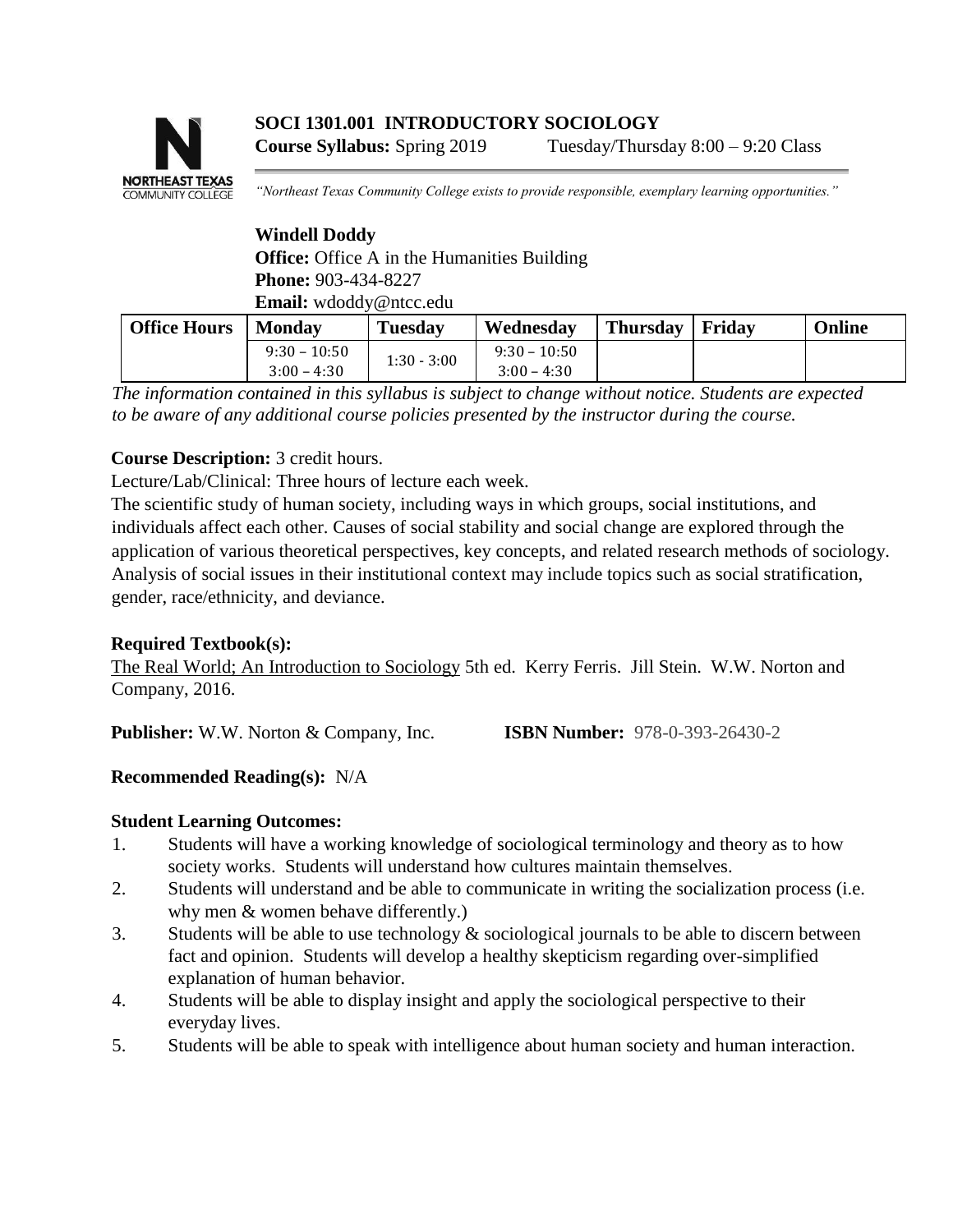**SOCI 1301.001 INTRODUCTORY SOCIOLOGY**

**Course Syllabus:** Spring 2019 Tuesday/Thursday 8:00 – 9:20 Class

*"Northeast Texas Community College exists to provide responsible, exemplary learning opportunities."*

**Windell Doddy**
**Office:** Office A in the Humanities Building
**Phone:** 903-434-8227
**Email:** wdoddy@ntcc.edu

| Office Hours | Monday | Tuesday | Wednesday | Thursday | Friday | Online |
|---|---|---|---|---|---|---|
| | 9:30 – 10:50<br>3:00 – 4:30 | 1:30 - 3:00 | 9:30 – 10:50<br>3:00 – 4:30 | | | |

*The information contained in this syllabus is subject to change without notice. Students are expected to be aware of any additional course policies presented by the instructor during the course.*

**Course Description:** 3 credit hours.

Lecture/Lab/Clinical: Three hours of lecture each week.

The scientific study of human society, including ways in which groups, social institutions, and individuals affect each other. Causes of social stability and social change are explored through the application of various theoretical perspectives, key concepts, and related research methods of sociology. Analysis of social issues in their institutional context may include topics such as social stratification, gender, race/ethnicity, and deviance.

**Required Textbook(s):**

The Real World; An Introduction to Sociology 5th ed. Kerry Ferris. Jill Stein. W.W. Norton and Company, 2016.

**Publisher:** W.W. Norton & Company, Inc. **ISBN Number:** 978-0-393-26430-2

**Recommended Reading(s):** N/A

**Student Learning Outcomes:**

1. Students will have a working knowledge of sociological terminology and theory as to how society works. Students will understand how cultures maintain themselves.
2. Students will understand and be able to communicate in writing the socialization process (i.e. why men & women behave differently.)
3. Students will be able to use technology & sociological journals to be able to discern between fact and opinion. Students will develop a healthy skepticism regarding over-simplified explanation of human behavior.
4. Students will be able to display insight and apply the sociological perspective to their everyday lives.
5. Students will be able to speak with intelligence about human society and human interaction.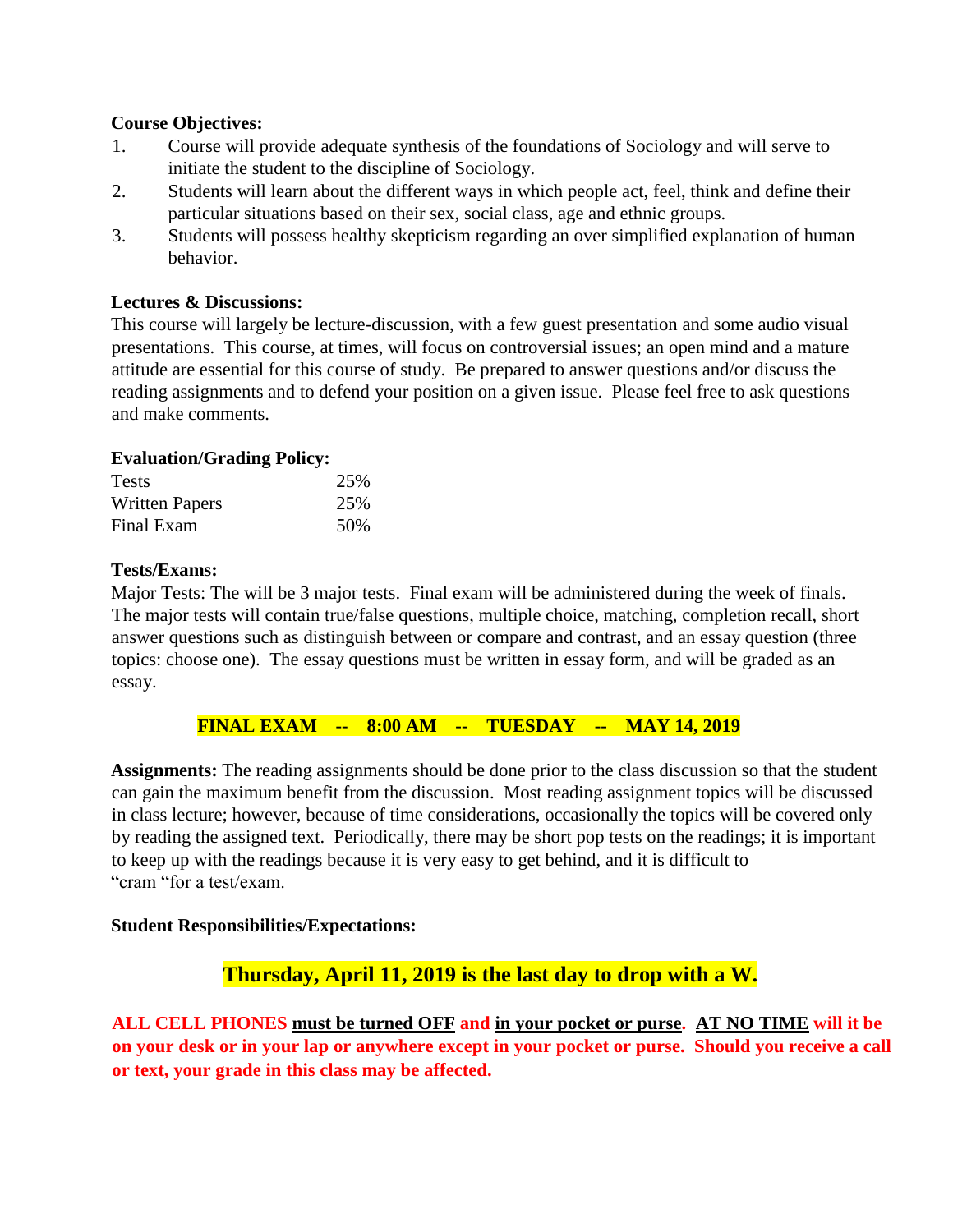**Course Objectives:**

1. Course will provide adequate synthesis of the foundations of Sociology and will serve to initiate the student to the discipline of Sociology.
2. Students will learn about the different ways in which people act, feel, think and define their particular situations based on their sex, social class, age and ethnic groups.
3. Students will possess healthy skepticism regarding an over simplified explanation of human behavior.

**Lectures & Discussions:**

This course will largely be lecture-discussion, with a few guest presentation and some audio visual presentations. This course, at times, will focus on controversial issues; an open mind and a mature attitude are essential for this course of study. Be prepared to answer questions and/or discuss the reading assignments and to defend your position on a given issue. Please feel free to ask questions and make comments.

**Evaluation/Grading Policy:**

| | |
|---|---|
| Tests | 25% |
| Written Papers | 25% |
| Final Exam | 50% |

**Tests/Exams:**

Major Tests: The will be 3 major tests. Final exam will be administered during the week of finals. The major tests will contain true/false questions, multiple choice, matching, completion recall, short answer questions such as distinguish between or compare and contrast, and an essay question (three topics: choose one). The essay questions must be written in essay form, and will be graded as an essay.

**FINAL EXAM -- 8:00 AM -- TUESDAY -- MAY 14, 2019**

**Assignments:** The reading assignments should be done prior to the class discussion so that the student can gain the maximum benefit from the discussion. Most reading assignment topics will be discussed in class lecture; however, because of time considerations, occasionally the topics will be covered only by reading the assigned text. Periodically, there may be short pop tests on the readings; it is important to keep up with the readings because it is very easy to get behind, and it is difficult to "cram "for a test/exam.

**Student Responsibilities/Expectations:**

**Thursday, April 11, 2019 is the last day to drop with a W.**

**ALL CELL PHONES must be turned OFF and in your pocket or purse. AT NO TIME will it be on your desk or in your lap or anywhere except in your pocket or purse. Should you receive a call or text, your grade in this class may be affected.**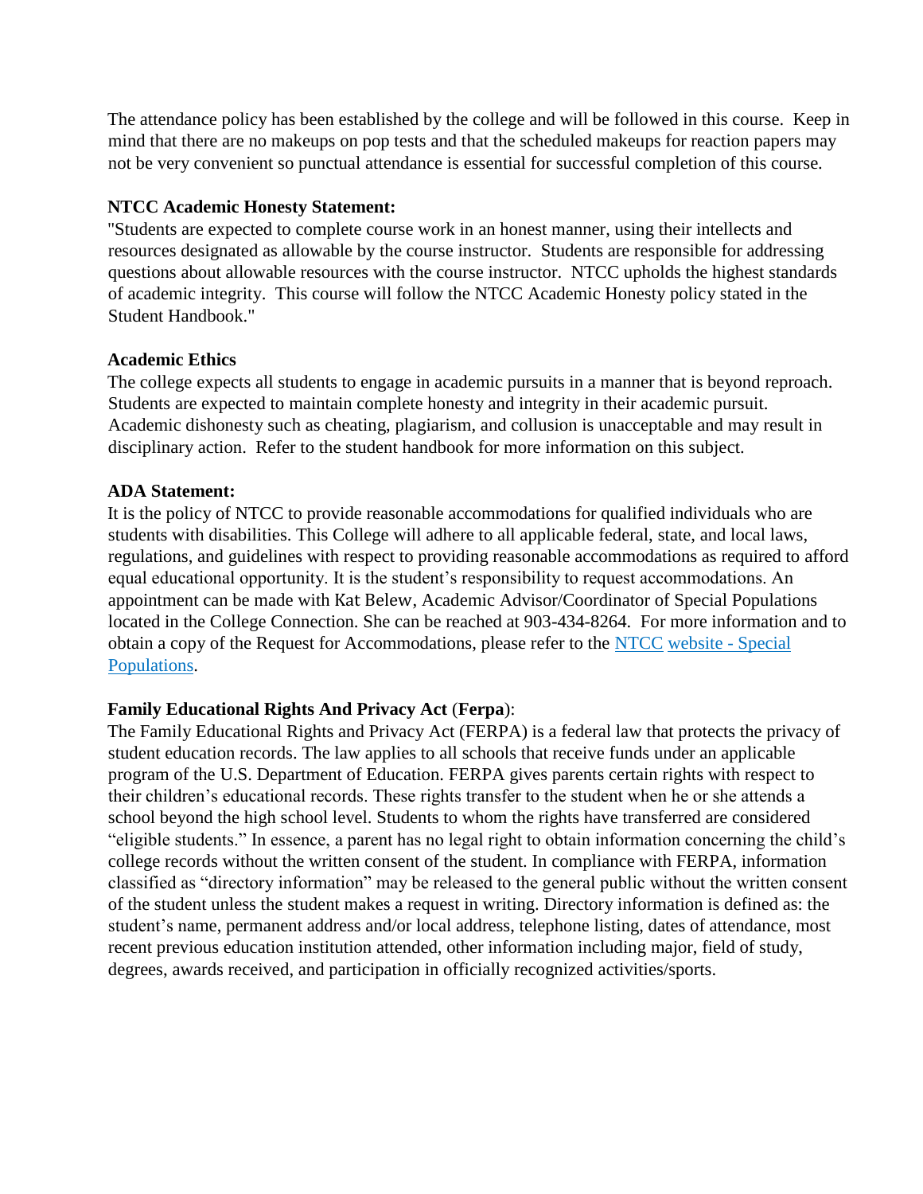The attendance policy has been established by the college and will be followed in this course. Keep in mind that there are no makeups on pop tests and that the scheduled makeups for reaction papers may not be very convenient so punctual attendance is essential for successful completion of this course.

**NTCC Academic Honesty Statement:**

"Students are expected to complete course work in an honest manner, using their intellects and resources designated as allowable by the course instructor. Students are responsible for addressing questions about allowable resources with the course instructor. NTCC upholds the highest standards of academic integrity. This course will follow the NTCC Academic Honesty policy stated in the Student Handbook."

**Academic Ethics**

The college expects all students to engage in academic pursuits in a manner that is beyond reproach. Students are expected to maintain complete honesty and integrity in their academic pursuit. Academic dishonesty such as cheating, plagiarism, and collusion is unacceptable and may result in disciplinary action. Refer to the student handbook for more information on this subject.

**ADA Statement:**

It is the policy of NTCC to provide reasonable accommodations for qualified individuals who are students with disabilities. This College will adhere to all applicable federal, state, and local laws, regulations, and guidelines with respect to providing reasonable accommodations as required to afford equal educational opportunity. It is the student's responsibility to request accommodations. An appointment can be made with Kat Belew, Academic Advisor/Coordinator of Special Populations located in the College Connection. She can be reached at 903-434-8264. For more information and to obtain a copy of the Request for Accommodations, please refer to the NTCC website - Special Populations.

**Family Educational Rights And Privacy Act** (**Ferpa**):

The Family Educational Rights and Privacy Act (FERPA) is a federal law that protects the privacy of student education records. The law applies to all schools that receive funds under an applicable program of the U.S. Department of Education. FERPA gives parents certain rights with respect to their children's educational records. These rights transfer to the student when he or she attends a school beyond the high school level. Students to whom the rights have transferred are considered "eligible students." In essence, a parent has no legal right to obtain information concerning the child's college records without the written consent of the student. In compliance with FERPA, information classified as "directory information" may be released to the general public without the written consent of the student unless the student makes a request in writing. Directory information is defined as: the student's name, permanent address and/or local address, telephone listing, dates of attendance, most recent previous education institution attended, other information including major, field of study, degrees, awards received, and participation in officially recognized activities/sports.